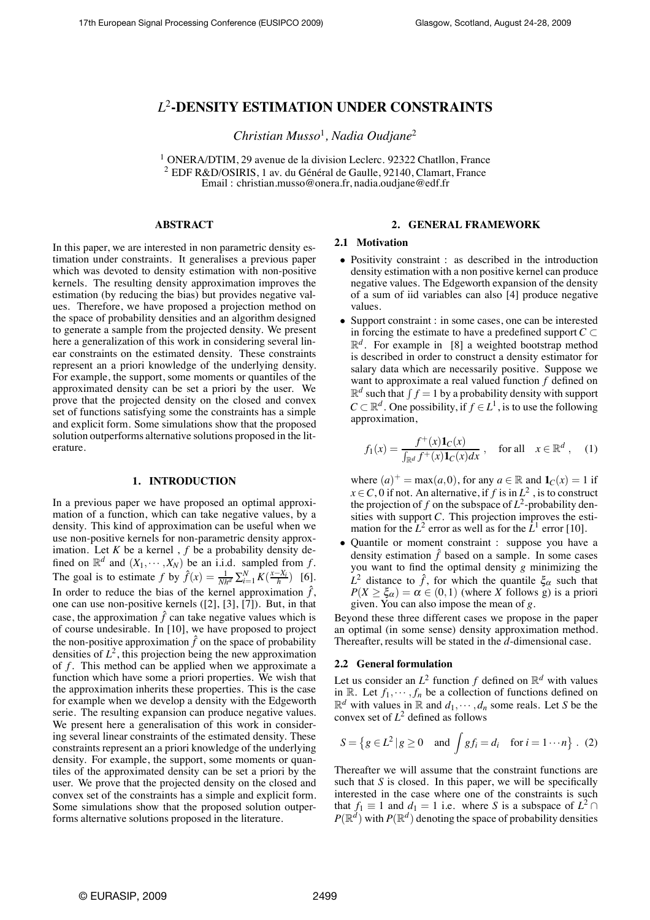# $L^2$-DENSITY ESTIMATION UNDER CONSTRAINTS

*Christian Musso*[1], *Nadia Oudjane*[2]

[1] ONERA/DTIM, 29 avenue de la division Leclerc. 92322 Chatllon, France
[2] EDF R&D/OSIRIS, 1 av. du Général de Gaulle, 92140, Clamart, France
Email : christian.musso@onera.fr, nadia.oudjane@edf.fr

## ABSTRACT

In this paper, we are interested in non parametric density estimation under constraints. It generalises a previous paper which was devoted to density estimation with non-positive kernels. The resulting density approximation improves the estimation (by reducing the bias) but provides negative values. Therefore, we have proposed a projection method on the space of probability densities and an algorithm designed to generate a sample from the projected density. We present here a generalization of this work in considering several linear constraints on the estimated density. These constraints represent an a priori knowledge of the underlying density. For example, the support, some moments or quantiles of the approximated density can be set a priori by the user. We prove that the projected density on the closed and convex set of functions satisfying some the constraints has a simple and explicit form. Some simulations show that the proposed solution outperforms alternative solutions proposed in the literature.

## 1. INTRODUCTION

In a previous paper we have proposed an optimal approximation of a function, which can take negative values, by a density. This kind of approximation can be useful when we use non-positive kernels for non-parametric density approximation. Let $K$ be a kernel , $f$ be a probability density defined on $\mathbb{R}^d$ and $(X_1,\cdots,X_N)$ be an i.i.d. sampled from $f$. The goal is to estimate $f$ by $\hat{f}(x) = \frac{1}{Nh^d}\sum_{i=1}^{N} K(\frac{x-X_i}{h})$ [6]. In order to reduce the bias of the kernel approximation $\hat{f}$, one can use non-positive kernels ([2], [3], [7]). But, in that case, the approximation $\hat{f}$ can take negative values which is of course undesirable. In [10], we have proposed to project the non-positive approximation $\hat{f}$ on the space of probability densities of $L^2$, this projection being the new approximation of $f$. This method can be applied when we approximate a function which have some a priori properties. We wish that the approximation inherits these properties. This is the case for example when we develop a density with the Edgeworth serie. The resulting expansion can produce negative values. We present here a generalisation of this work in considering several linear constraints of the estimated density. These constraints represent an a priori knowledge of the underlying density. For example, the support, some moments or quantiles of the approximated density can be set a priori by the user. We prove that the projected density on the closed and convex set of the constraints has a simple and explicit form. Some simulations show that the proposed solution outperforms alternative solutions proposed in the literature.

## 2. GENERAL FRAMEWORK

### 2.1 Motivation

- Positivity constraint : as described in the introduction density estimation with a non positive kernel can produce negative values. The Edgeworth expansion of the density of a sum of iid variables can also [4] produce negative values.
- Support constraint : in some cases, one can be interested in forcing the estimate to have a predefined support $C \subset \mathbb{R}^d$. For example in [8] a weighted bootstrap method is described in order to construct a density estimator for salary data which are necessarily positive. Suppose we want to approximate a real valued function $f$ defined on $\mathbb{R}^d$ such that $\int f = 1$ by a probability density with support $C \subset \mathbb{R}^d$. One possibility, if $f \in L^1$, is to use the following approximation,

$$f_1(x) = \frac{f^+(x)\mathbf{1}_C(x)}{\int_{\mathbb{R}^d} f^+(x)\mathbf{1}_C(x)dx}\ , \quad \text{for all} \quad x \in \mathbb{R}^d\ , \quad (1)$$

  where $(a)^+ = \max(a,0)$, for any $a \in \mathbb{R}$ and $\mathbf{1}_C(x) = 1$ if $x \in C$, 0 if not. An alternative, if $f$ is in $L^2$ , is to construct the projection of $f$ on the subspace of $L^2$-probability densities with support $C$. This projection improves the estimation for the $L^2$ error as well as for the $L^1$ error [10].
- Quantile or moment constraint : suppose you have a density estimation $\hat{f}$ based on a sample. In some cases you want to find the optimal density $g$ minimizing the $L^2$ distance to $\hat{f}$, for which the quantile $\xi_\alpha$ such that $P(X \geq \xi_\alpha) = \alpha \in (0,1)$ (where $X$ follows g) is a priori given. You can also impose the mean of $g$.

Beyond these three different cases we propose in the paper an optimal (in some sense) density approximation method. Thereafter, results will be stated in the $d$-dimensional case.

### 2.2 General formulation

Let us consider an $L^2$ function $f$ defined on $\mathbb{R}^d$ with values in $\mathbb{R}$. Let $f_1,\cdots,f_n$ be a collection of functions defined on $\mathbb{R}^d$ with values in $\mathbb{R}$ and $d_1,\cdots,d_n$ some reals. Let $S$ be the convex set of $L^2$ defined as follows

$$S = \left\{ g \in L^2 \,|\, g \geq 0 \quad \text{and} \int g f_i = d_i \quad \text{for } i = 1\cdots n \right\}\ . \quad (2)$$

Thereafter we will assume that the constraint functions are such that $S$ is closed. In this paper, we will be specifically interested in the case where one of the constraints is such that $f_1 \equiv 1$ and $d_1 = 1$ i.e. where $S$ is a subspace of $L^2 \cap P(\mathbb{R}^d)$ with $P(\mathbb{R}^d)$ denoting the space of probability densities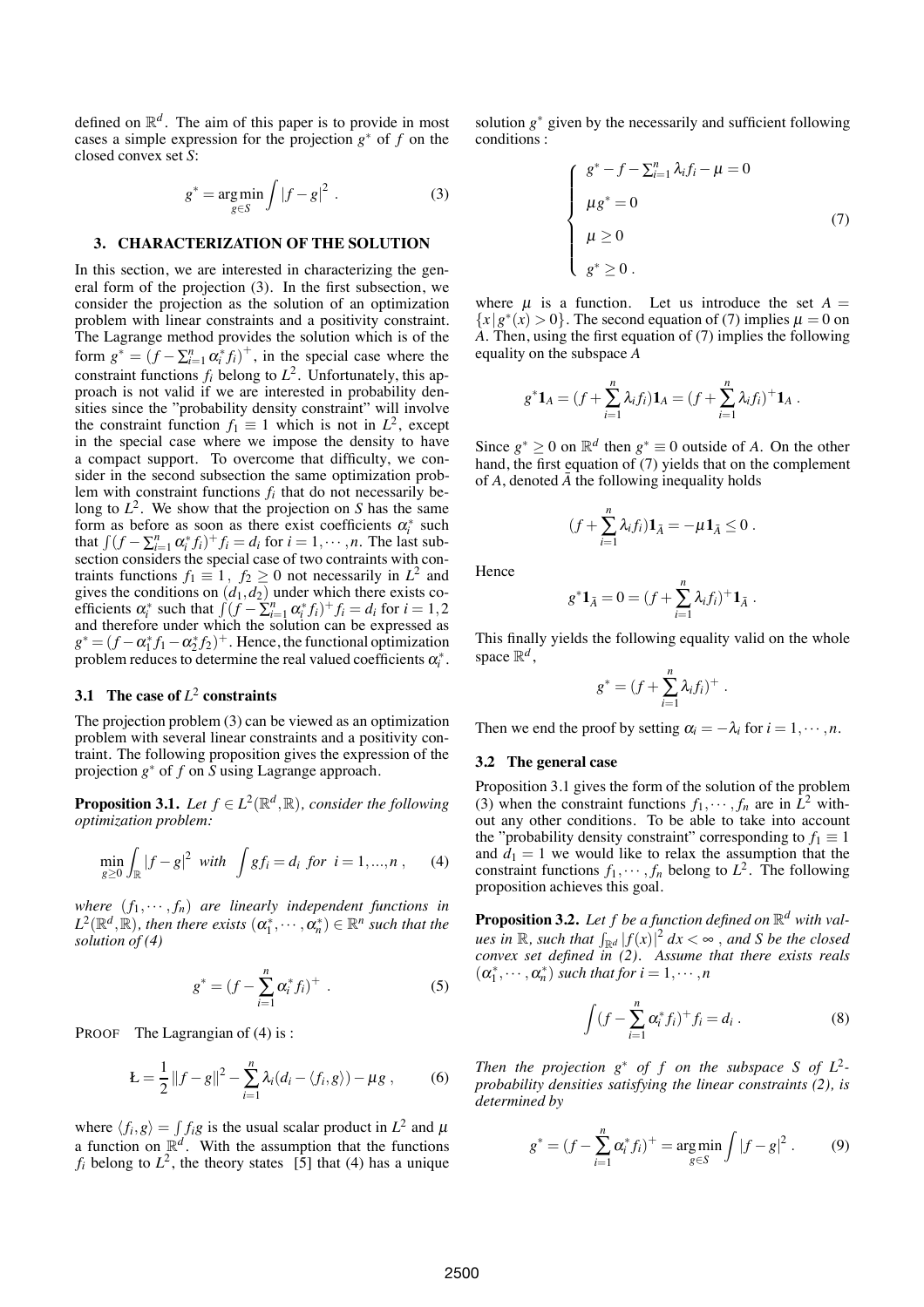defined on $\mathbb{R}^d$. The aim of this paper is to provide in most cases a simple expression for the projection $g^*$ of $f$ on the closed convex set $S$:

$$g^* = \underset{g \in S}{\arg\min} \int |f-g|^2 \; . \tag{3}$$

## 3. CHARACTERIZATION OF THE SOLUTION

In this section, we are interested in characterizing the general form of the projection (3). In the first subsection, we consider the projection as the solution of an optimization problem with linear constraints and a positivity constraint. The Lagrange method provides the solution which is of the form $g^* = (f - \sum_{i=1}^n \alpha_i^* f_i)^+$, in the special case where the constraint functions $f_i$ belong to $L^2$. Unfortunately, this approach is not valid if we are interested in probability densities since the "probability density constraint" will involve the constraint function $f_1 \equiv 1$ which is not in $L^2$, except in the special case where we impose the density to have a compact support. To overcome that difficulty, we consider in the second subsection the same optimization problem with constraint functions $f_i$ that do not necessarily belong to $L^2$. We show that the projection on $S$ has the same form as before as soon as there exist coefficients $\alpha_i^*$ such that $\int (f - \sum_{i=1}^n \alpha_i^* f_i)^+ f_i = d_i$ for $i = 1, \cdots, n$. The last subsection considers the special case of two contraints with contraints functions $f_1 \equiv 1,\ f_2 \geq 0$ not necessarily in $L^2$ and gives the conditions on $(d_1, d_2)$ under which there exists coefficients $\alpha_i^*$ such that $\int (f - \sum_{i=1}^n \alpha_i^* f_i)^+ f_i = d_i$ for $i = 1, 2$ and therefore under which the solution can be expressed as $g^* = (f - \alpha_1^* f_1 - \alpha_2^* f_2)^+$. Hence, the functional optimization problem reduces to determine the real valued coefficients $\alpha_i^*$.

### 3.1 The case of $L^2$ constraints

The projection problem (3) can be viewed as an optimization problem with several linear constraints and a positivity contraint. The following proposition gives the expression of the projection $g^*$ of $f$ on $S$ using Lagrange approach.

**Proposition 3.1.** *Let $f \in L^2(\mathbb{R}^d, \mathbb{R})$, consider the following optimization problem:*

$$\min_{g \geq 0} \int_{\mathbb{R}} |f-g|^2 \ \text{ with } \ \int g f_i = d_i \ \text{ for } \ i = 1, ..., n \; , \tag{4}$$

*where $(f_1, \cdots, f_n)$ are linearly independent functions in $L^2(\mathbb{R}^d, \mathbb{R})$, then there exists $(\alpha_1^*, \cdots, \alpha_n^*) \in \mathbb{R}^n$ such that the solution of (4)*

$$g^* = (f - \sum_{i=1}^n \alpha_i^* f_i)^+ \; . \tag{5}$$

PROOF The Lagrangian of (4) is :

$$Ł = \frac{1}{2} \|f-g\|^2 - \sum_{i=1}^n \lambda_i (d_i - \langle f_i, g \rangle) - \mu g \; , \tag{6}$$

where $\langle f_i, g \rangle = \int f_i g$ is the usual scalar product in $L^2$ and $\mu$ a function on $\mathbb{R}^d$. With the assumption that the functions $f_i$ belong to $L^2$, the theory states [5] that (4) has a unique solution $g^*$ given by the necessarily and sufficient following conditions :

$$\begin{cases} g^* - f - \sum_{i=1}^n \lambda_i f_i - \mu = 0 \\ \mu g^* = 0 \\ \mu \geq 0 \\ g^* \geq 0 \; . \end{cases} \tag{7}$$

where $\mu$ is a function. Let us introduce the set $A = \{x \,|\, g^*(x) > 0\}$. The second equation of (7) implies $\mu = 0$ on $A$. Then, using the first equation of (7) implies the following equality on the subspace $A$

$$g^* \mathbf{1}_A = (f + \sum_{i=1}^n \lambda_i f_i) \mathbf{1}_A = (f + \sum_{i=1}^n \lambda_i f_i)^+ \mathbf{1}_A \; .$$

Since $g^* \geq 0$ on $\mathbb{R}^d$ then $g^* \equiv 0$ outside of $A$. On the other hand, the first equation of (7) yields that on the complement of $A$, denoted $\bar{A}$ the following inequality holds

$$(f + \sum_{i=1}^n \lambda_i f_i) \mathbf{1}_{\bar{A}} = -\mu \mathbf{1}_{\bar{A}} \leq 0 \; .$$

Hence

$$g^* \mathbf{1}_{\bar{A}} = 0 = (f + \sum_{i=1}^n \lambda_i f_i)^+ \mathbf{1}_{\bar{A}} \; .$$

This finally yields the following equality valid on the whole space $\mathbb{R}^d$,

$$g^* = (f + \sum_{i=1}^n \lambda_i f_i)^+ \; .$$

Then we end the proof by setting $\alpha_i = -\lambda_i$ for $i = 1, \cdots, n$.

### 3.2 The general case

Proposition 3.1 gives the form of the solution of the problem (3) when the constraint functions $f_1, \cdots, f_n$ are in $L^2$ without any other conditions. To be able to take into account the "probability density constraint" corresponding to $f_1 \equiv 1$ and $d_1 = 1$ we would like to relax the assumption that the constraint functions $f_1, \cdots, f_n$ belong to $L^2$. The following proposition achieves this goal.

**Proposition 3.2.** *Let $f$ be a function defined on $\mathbb{R}^d$ with values in $\mathbb{R}$, such that $\int_{\mathbb{R}^d} |f(x)|^2 \, dx < \infty$ , and $S$ be the closed convex set defined in (2). Assume that there exists reals $(\alpha_1^*, \cdots, \alpha_n^*)$ such that for $i = 1, \cdots, n$*

$$\int (f - \sum_{i=1}^n \alpha_i^* f_i)^+ f_i = d_i \; . \tag{8}$$

*Then the projection $g^*$ of $f$ on the subspace $S$ of $L^2$-probability densities satisfying the linear constraints (2), is determined by*

$$g^* = (f - \sum_{i=1}^n \alpha_i^* f_i)^+ = \underset{g \in S}{\arg\min} \int |f-g|^2 \; . \tag{9}$$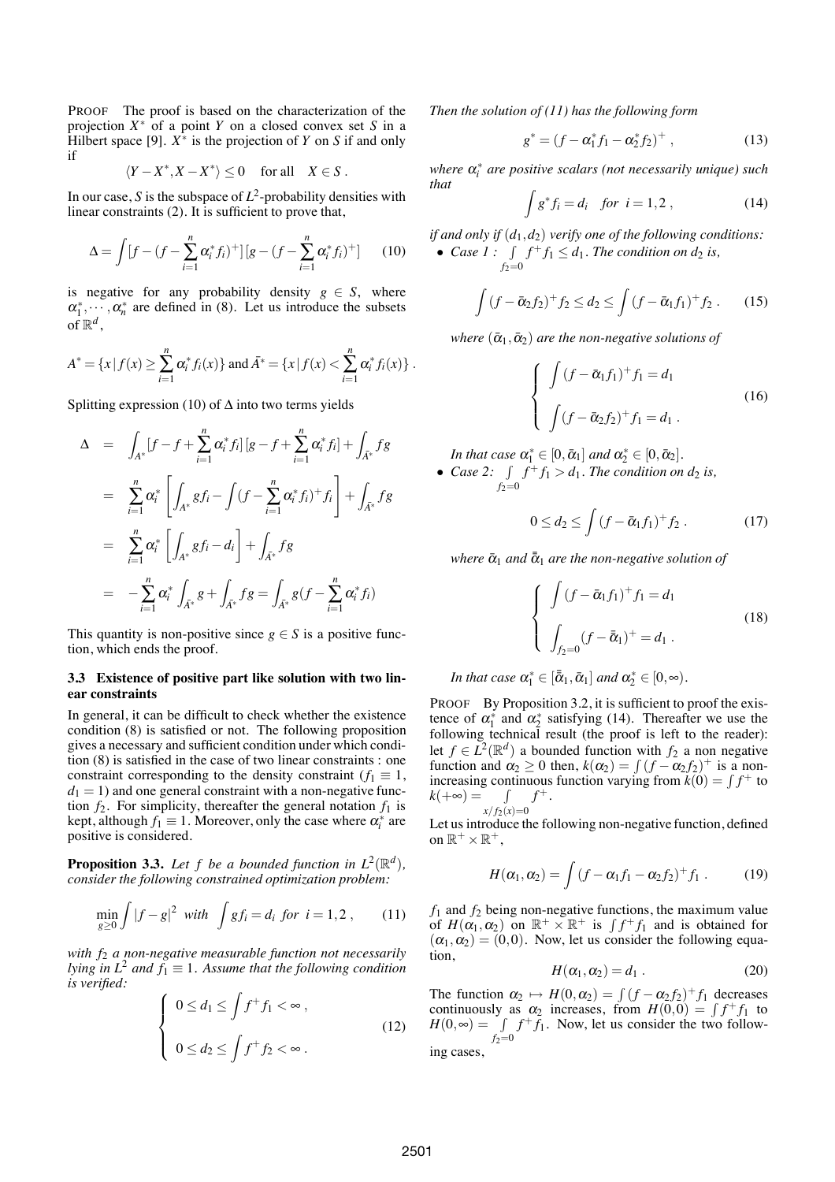PROOF The proof is based on the characterization of the projection $X^*$ of a point $Y$ on a closed convex set $S$ in a Hilbert space [9]. $X^*$ is the projection of $Y$ on $S$ if and only if

$$\langle Y - X^*, X - X^* \rangle \leq 0 \quad \text{for all} \quad X \in S .$$

In our case, $S$ is the subspace of $L^2$-probability densities with linear constraints (2). It is sufficient to prove that,

$$\Delta = \int [f - (f - \sum_{i=1}^{n} \alpha_i^* f_i)^+] \, [g - (f - \sum_{i=1}^{n} \alpha_i^* f_i)^+] \qquad (10)$$

is negative for any probability density $g \in S$, where $\alpha_1^*, \cdots, \alpha_n^*$ are defined in (8). Let us introduce the subsets of $\mathbb{R}^d$,

$$A^* = \{x \,|\, f(x) \geq \sum_{i=1}^{n} \alpha_i^* f_i(x)\} \text{ and } \bar{A}^* = \{x \,|\, f(x) < \sum_{i=1}^{n} \alpha_i^* f_i(x)\} .$$

Splitting expression (10) of $\Delta$ into two terms yields

$$\begin{aligned}
\Delta &= \int_{A^*} [f - f + \sum_{i=1}^{n} \alpha_i^* f_i] \, [g - f + \sum_{i=1}^{n} \alpha_i^* f_i] + \int_{\bar{A}^*} fg \\
&= \sum_{i=1}^{n} \alpha_i^* \left[ \int_{A^*} g f_i - \int (f - \sum_{i=1}^{n} \alpha_i^* f_i)^+ f_i \right] + \int_{\bar{A}^*} fg \\
&= \sum_{i=1}^{n} \alpha_i^* \left[ \int_{A^*} g f_i - d_i \right] + \int_{\bar{A}^*} fg \\
&= -\sum_{i=1}^{n} \alpha_i^* \int_{\bar{A}^*} g + \int_{\bar{A}^*} fg = \int_{\bar{A}^*} g (f - \sum_{i=1}^{n} \alpha_i^* f_i)
\end{aligned}$$

This quantity is non-positive since $g \in S$ is a positive function, which ends the proof.

### 3.3 Existence of positive part like solution with two linear constraints

In general, it can be difficult to check whether the existence condition (8) is satisfied or not. The following proposition gives a necessary and sufficient condition under which condition (8) is satisfied in the case of two linear constraints : one constraint corresponding to the density constraint ($f_1 \equiv 1$, $d_1 = 1$) and one general constraint with a non-negative function $f_2$. For simplicity, thereafter the general notation $f_1$ is kept, although $f_1 \equiv 1$. Moreover, only the case where $\alpha_i^*$ are positive is considered.

**Proposition 3.3.** *Let $f$ be a bounded function in $L^2(\mathbb{R}^d)$, consider the following constrained optimization problem:*

$$\min_{g \geq 0} \int |f - g|^2 \;\; \text{with} \;\; \int g f_i = d_i \;\; \text{for} \;\; i = 1, 2 \, , \qquad (11)$$

*with $f_2$ a non-negative measurable function not necessarily lying in $L^2$ and $f_1 \equiv 1$. Assume that the following condition is verified:*

$$\begin{cases} 0 \leq d_1 \leq \int f^+ f_1 < \infty \, , \\[2mm] 0 \leq d_2 \leq \int f^+ f_2 < \infty \, . \end{cases} \qquad (12)$$

*Then the solution of (11) has the following form*

$$g^* = (f - \alpha_1^* f_1 - \alpha_2^* f_2)^+ \, , \qquad (13)$$

*where $\alpha_i^*$ are positive scalars (not necessarily unique) such that*

$$\int g^* f_i = d_i \quad \text{for} \;\; i = 1, 2 \, , \qquad (14)$$

*if and only if $(d_1, d_2)$ verify one of the following conditions:*

- *Case 1 : $\int_{f_2 = 0} f^+ f_1 \leq d_1$. The condition on $d_2$ is,*

$$\int (f - \bar{\alpha}_2 f_2)^+ f_2 \leq d_2 \leq \int (f - \bar{\alpha}_1 f_1)^+ f_2 \, . \qquad (15)$$

  *where $(\bar{\alpha}_1, \bar{\alpha}_2)$ are the non-negative solutions of*

$$\begin{cases} \int (f - \bar{\alpha}_1 f_1)^+ f_1 = d_1 \\[2mm] \int (f - \bar{\alpha}_2 f_2)^+ f_1 = d_1 \, . \end{cases} \qquad (16)$$

  *In that case $\alpha_1^* \in [0, \bar{\alpha}_1]$ and $\alpha_2^* \in [0, \bar{\alpha}_2]$.*

- *Case 2: $\int_{f_2 = 0} f^+ f_1 > d_1$. The condition on $d_2$ is,*

$$0 \leq d_2 \leq \int (f - \bar{\alpha}_1 f_1)^+ f_2 \, . \qquad (17)$$

  *where $\bar{\alpha}_1$ and $\bar{\bar{\alpha}}_1$ are the non-negative solution of*

$$\begin{cases} \int (f - \bar{\alpha}_1 f_1)^+ f_1 = d_1 \\[2mm] \int_{f_2 = 0} (f - \bar{\bar{\alpha}}_1)^+ = d_1 \, . \end{cases} \qquad (18)$$

  *In that case $\alpha_1^* \in [\bar{\bar{\alpha}}_1, \bar{\alpha}_1]$ and $\alpha_2^* \in [0, \infty)$.*

PROOF By Proposition 3.2, it is sufficient to proof the existence of $\alpha_1^*$ and $\alpha_2^*$ satisfying (14). Thereafter we use the following technical result (the proof is left to the reader): let $f \in L^2(\mathbb{R}^d)$ a bounded function with $f_2$ a non negative function and $\alpha_2 \geq 0$ then, $k(\alpha_2) = \int (f - \alpha_2 f_2)^+$ is a non-increasing continuous function varying from $k(0) = \int f^+$ to $k(+\infty) = \int_{x / f_2(x) = 0} f^+$.

Let us introduce the following non-negative function, defined on $\mathbb{R}^+ \times \mathbb{R}^+$,

$$H(\alpha_1, \alpha_2) = \int (f - \alpha_1 f_1 - \alpha_2 f_2)^+ f_1 \, . \qquad (19)$$

$f_1$ and $f_2$ being non-negative functions, the maximum value of $H(\alpha_1, \alpha_2)$ on $\mathbb{R}^+ \times \mathbb{R}^+$ is $\int f^+ f_1$ and is obtained for $(\alpha_1, \alpha_2) = (0, 0)$. Now, let us consider the following equation,

$$H(\alpha_1, \alpha_2) = d_1 \, . \qquad (20)$$

The function $\alpha_2 \mapsto H(0, \alpha_2) = \int (f - \alpha_2 f_2)^+ f_1$ decreases continuously as $\alpha_2$ increases, from $H(0,0) = \int f^+ f_1$ to $H(0, \infty) = \int_{f_2 = 0} f^+ f_1$. Now, let us consider the two following cases,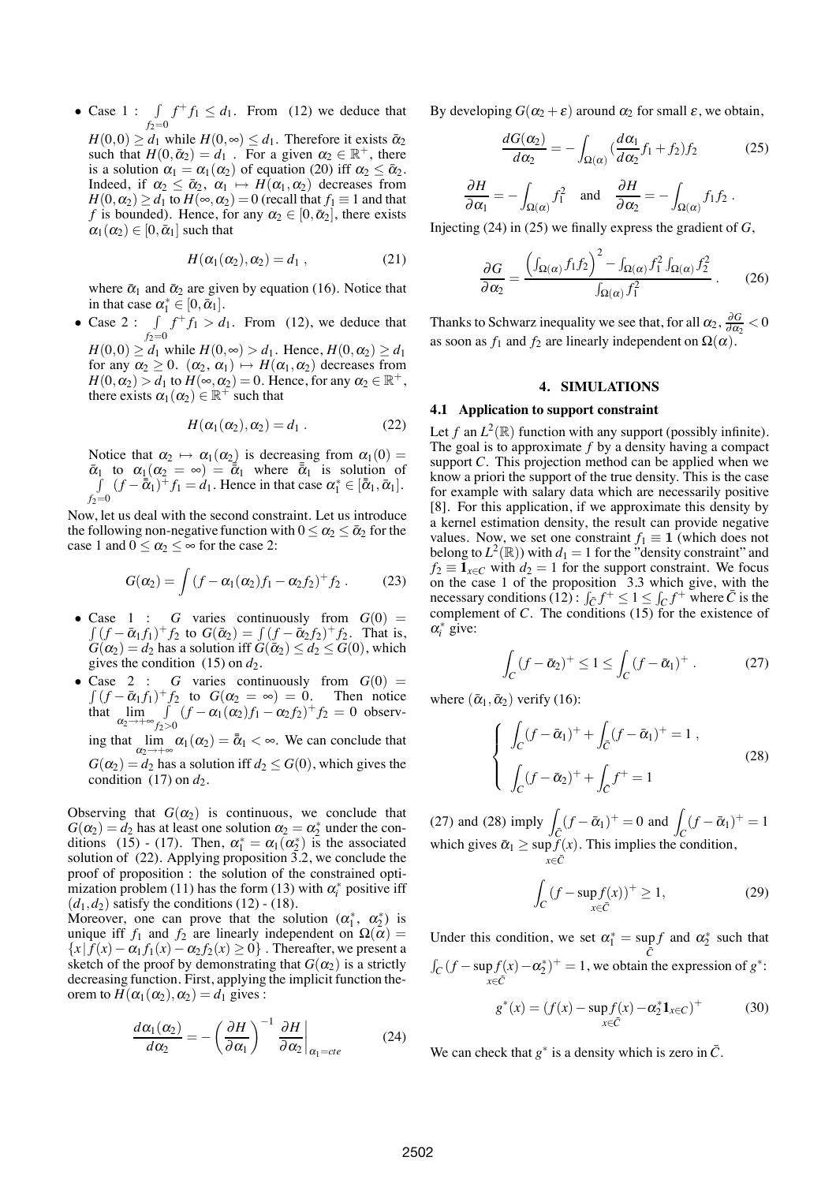- Case 1 : $\int_{f_2=0} f^+ f_1 \leq d_1$. From (12) we deduce that $H(0,0) \geq d_1$ while $H(0,\infty) \leq d_1$. Therefore it exists $\bar{\alpha}_2$ such that $H(0,\bar{\alpha}_2) = d_1$ . For a given $\alpha_2 \in \mathbb{R}^+$, there is a solution $\alpha_1 = \alpha_1(\alpha_2)$ of equation (20) iff $\alpha_2 \leq \bar{\alpha}_2$. Indeed, if $\alpha_2 \leq \bar{\alpha}_2$, $\alpha_1 \mapsto H(\alpha_1,\alpha_2)$ decreases from $H(0,\alpha_2) \geq d_1$ to $H(\infty,\alpha_2) = 0$ (recall that $f_1 \equiv 1$ and that $f$ is bounded). Hence, for any $\alpha_2 \in [0,\bar{\alpha}_2]$, there exists $\alpha_1(\alpha_2) \in [0,\bar{\alpha}_1]$ such that

$$H(\alpha_1(\alpha_2),\alpha_2) = d_1 \ , \tag{21}$$

where $\bar{\alpha}_1$ and $\bar{\alpha}_2$ are given by equation (16). Notice that in that case $\alpha_1^* \in [0,\bar{\alpha}_1]$.

- Case 2 : $\int_{f_2=0} f^+ f_1 > d_1$. From (12), we deduce that $H(0,0) \geq d_1$ while $H(0,\infty) > d_1$. Hence, $H(0,\alpha_2) \geq d_1$ for any $\alpha_2 \geq 0$. $(\alpha_2, \alpha_1) \mapsto H(\alpha_1,\alpha_2)$ decreases from $H(0,\alpha_2) > d_1$ to $H(\infty,\alpha_2) = 0$. Hence, for any $\alpha_2 \in \mathbb{R}^+$, there exists $\alpha_1(\alpha_2) \in \mathbb{R}^+$ such that

$$H(\alpha_1(\alpha_2),\alpha_2) = d_1 \ . \tag{22}$$

Notice that $\alpha_2 \mapsto \alpha_1(\alpha_2)$ is decreasing from $\alpha_1(0) = \bar{\alpha}_1$ to $\alpha_1(\alpha_2 = \infty) = \bar{\bar{\alpha}}_1$ where $\bar{\bar{\alpha}}_1$ is solution of $\int_{f_2=0} (f - \bar{\bar{\alpha}}_1)^+ f_1 = d_1$. Hence in that case $\alpha_1^* \in [\bar{\bar{\alpha}}_1, \bar{\alpha}_1]$.

Now, let us deal with the second constraint. Let us introduce the following non-negative function with $0 \leq \alpha_2 \leq \bar{\alpha}_2$ for the case 1 and $0 \leq \alpha_2 \leq \infty$ for the case 2:

$$G(\alpha_2) = \int (f - \alpha_1(\alpha_2) f_1 - \alpha_2 f_2)^+ f_2 \ . \tag{23}$$

- Case 1 : $G$ varies continuously from $G(0) = \int (f - \bar{\alpha}_1 f_1)^+ f_2$ to $G(\bar{\alpha}_2) = \int (f - \bar{\alpha}_2 f_2)^+ f_2$. That is, $G(\alpha_2) = d_2$ has a solution iff $G(\bar{\alpha}_2) \leq d_2 \leq G(0)$, which gives the condition (15) on $d_2$.
- Case 2 : $G$ varies continuously from $G(0) = \int (f - \bar{\alpha}_1 f_1)^+ f_2$ to $G(\alpha_2 = \infty) = 0$. Then notice that $\lim\limits_{\alpha_2 \to +\infty} \int_{f_2 > 0} (f - \alpha_1(\alpha_2) f_1 - \alpha_2 f_2)^+ f_2 = 0$ observing that $\lim\limits_{\alpha_2 \to +\infty} \alpha_1(\alpha_2) = \bar{\bar{\alpha}}_1 < \infty$. We can conclude that $G(\alpha_2) = d_2$ has a solution iff $d_2 \leq G(0)$, which gives the condition (17) on $d_2$.

Observing that $G(\alpha_2)$ is continuous, we conclude that $G(\alpha_2) = d_2$ has at least one solution $\alpha_2 = \alpha_2^*$ under the conditions (15) - (17). Then, $\alpha_1^* = \alpha_1(\alpha_2^*)$ is the associated solution of (22). Applying proposition 3.2, we conclude the proof of proposition : the solution of the constrained optimization problem (11) has the form (13) with $\alpha_i^*$ positive iff $(d_1, d_2)$ satisfy the conditions (12) - (18).

Moreover, one can prove that the solution $(\alpha_1^*, \ \alpha_2^*)$ is unique iff $f_1$ and $f_2$ are linearly independent on $\Omega(\alpha) = \{x \,|\, f(x) - \alpha_1 f_1(x) - \alpha_2 f_2(x) \geq 0\}$ . Thereafter, we present a sketch of the proof by demonstrating that $G(\alpha_2)$ is a strictly decreasing function. First, applying the implicit function theorem to $H(\alpha_1(\alpha_2),\alpha_2) = d_1$ gives :

$$\frac{d\alpha_1(\alpha_2)}{d\alpha_2} = -\left(\frac{\partial H}{\partial \alpha_1}\right)^{-1} \frac{\partial H}{\partial \alpha_2}\bigg|_{\alpha_1 = cte} \tag{24}$$

By developing $G(\alpha_2 + \varepsilon)$ around $\alpha_2$ for small $\varepsilon$, we obtain,

$$\frac{dG(\alpha_2)}{d\alpha_2} = -\int_{\Omega(\alpha)} \left(\frac{d\alpha_1}{d\alpha_2} f_1 + f_2\right) f_2 \tag{25}$$

$$\frac{\partial H}{\partial \alpha_1} = -\int_{\Omega(\alpha)} f_1^2 \quad \text{and} \quad \frac{\partial H}{\partial \alpha_2} = -\int_{\Omega(\alpha)} f_1 f_2 \ .$$

Injecting (24) in (25) we finally express the gradient of $G$,

$$\frac{\partial G}{\partial \alpha_2} = \frac{\left(\int_{\Omega(\alpha)} f_1 f_2\right)^2 - \int_{\Omega(\alpha)} f_1^2 \int_{\Omega(\alpha)} f_2^2}{\int_{\Omega(\alpha)} f_1^2} \ . \tag{26}$$

Thanks to Schwarz inequality we see that, for all $\alpha_2$, $\frac{\partial G}{\partial \alpha_2} < 0$ as soon as $f_1$ and $f_2$ are linearly independent on $\Omega(\alpha)$.

## 4. SIMULATIONS

### 4.1 Application to support constraint

Let $f$ an $L^2(\mathbb{R})$ function with any support (possibly infinite). The goal is to approximate $f$ by a density having a compact support $C$. This projection method can be applied when we know a priori the support of the true density. This is the case for example with salary data which are necessarily positive [8]. For this application, if we approximate this density by a kernel estimation density, the result can provide negative values. Now, we set one constraint $f_1 \equiv \mathbf{1}$ (which does not belong to $L^2(\mathbb{R})$) with $d_1 = 1$ for the "density constraint" and $f_2 \equiv \mathbf{1}_{x \in C}$ with $d_2 = 1$ for the support constraint. We focus on the case 1 of the proposition 3.3 which give, with the necessary conditions (12) : $\int_{\bar{C}} f^+ \leq 1 \leq \int_C f^+$ where $\bar{C}$ is the complement of $C$. The conditions (15) for the existence of $\alpha_i^*$ give:

$$\int_C (f - \bar{\alpha}_2)^+ \leq 1 \leq \int_C (f - \bar{\alpha}_1)^+ \ . \tag{27}$$

where $(\bar{\alpha}_1, \bar{\alpha}_2)$ verify (16):

$$\begin{cases} \displaystyle\int_C (f - \bar{\alpha}_1)^+ + \int_{\bar{C}} (f - \bar{\alpha}_1)^+ = 1 \ , \\ \displaystyle\int_C (f - \bar{\alpha}_2)^+ + \int_{\bar{C}} f^+ = 1 \end{cases} \tag{28}$$

(27) and (28) imply $\int_{\bar{C}} (f - \bar{\alpha}_1)^+ = 0$ and $\int_C (f - \bar{\alpha}_1)^+ = 1$ which gives $\bar{\alpha}_1 \geq \sup\limits_{x \in \bar{C}} f(x)$. This implies the condition,

$$\int_C (f - \sup_{x \in \bar{C}} f(x))^+ \geq 1, \tag{29}$$

Under this condition, we set $\alpha_1^* = \sup\limits_{\bar{C}} f$ and $\alpha_2^*$ such that $\int_C (f - \sup\limits_{x \in \bar{C}} f(x) - \alpha_2^*)^+ = 1$, we obtain the expression of $g^*$:

$$g^*(x) = (f(x) - \sup_{x \in \bar{C}} f(x) - \alpha_2^* \mathbf{1}_{x \in C})^+ \tag{30}$$

We can check that $g^*$ is a density which is zero in $\bar{C}$.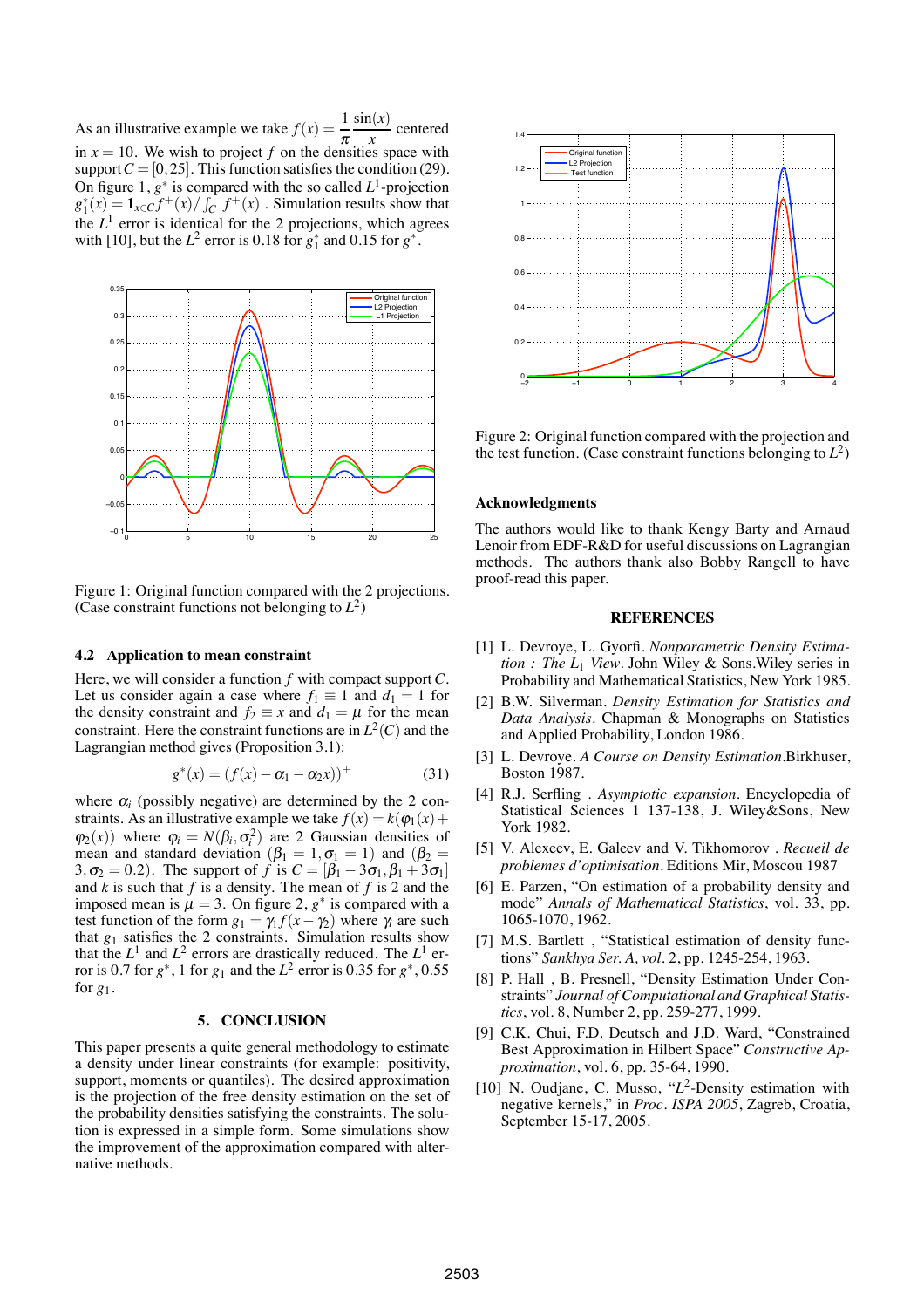As an illustrative example we take $f(x) = \frac{1}{\pi}\frac{\sin(x)}{x}$ centered in $x = 10$. We wish to project $f$ on the densities space with support $C = [0, 25]$. This function satisfies the condition (29). On figure 1, $g^*$ is compared with the so called $L^1$-projection $g_1^*(x) = \mathbf{1}_{x \in C} f^+(x) / \int_C f^+(x)$ . Simulation results show that the $L^1$ error is identical for the 2 projections, which agrees with [10], but the $L^2$ error is 0.18 for $g_1^*$ and 0.15 for $g^*$.

0.35
0.3
0.25
0.2
0.15
0.1
0.05
0
−0.05
−0.1
0
5
10
15
20
25
Original function
L2 Projection
L1 Projection

Figure 1: Original function compared with the 2 projections. (Case constraint functions not belonging to $L^2$)

### 4.2 Application to mean constraint

Here, we will consider a function $f$ with compact support $C$. Let us consider again a case where $f_1 \equiv 1$ and $d_1 = 1$ for the density constraint and $f_2 \equiv x$ and $d_1 = \mu$ for the mean constraint. Here the constraint functions are in $L^2(C)$ and the Lagrangian method gives (Proposition 3.1):

$$g^*(x) = (f(x) - \alpha_1 - \alpha_2 x))^+ \tag{31}$$

where $\alpha_i$ (possibly negative) are determined by the 2 constraints. As an illustrative example we take $f(x) = k(\varphi_1(x) + \varphi_2(x))$ where $\varphi_i = N(\beta_i, \sigma_i^2)$ are 2 Gaussian densities of mean and standard deviation ($\beta_1 = 1, \sigma_1 = 1$) and ($\beta_2 = 3, \sigma_2 = 0.2$). The support of $f$ is $C = [\beta_1 - 3\sigma_1, \beta_1 + 3\sigma_1]$ and $k$ is such that $f$ is a density. The mean of $f$ is 2 and the imposed mean is $\mu = 3$. On figure 2, $g^*$ is compared with a test function of the form $g_1 = \gamma_1 f(x - \gamma_2)$ where $\gamma_i$ are such that $g_1$ satisfies the 2 constraints. Simulation results show that the $L^1$ and $L^2$ errors are drastically reduced. The $L^1$ error is 0.7 for $g^*$, 1 for $g_1$ and the $L^2$ error is 0.35 for $g^*$, 0.55 for $g_1$.

## 5. CONCLUSION

This paper presents a quite general methodology to estimate a density under linear constraints (for example: positivity, support, moments or quantiles). The desired approximation is the projection of the free density estimation on the set of the probability densities satisfying the constraints. The solution is expressed in a simple form. Some simulations show the improvement of the approximation compared with alternative methods.

1.4
1.2
1
0.8
0.6
0.4
0.2
0
−2
−1
0
1
2
3
4
Original function
L2 Projection
Test function

Figure 2: Original function compared with the projection and the test function. (Case constraint functions belonging to $L^2$)

### Acknowledgments

The authors would like to thank Kengy Barty and Arnaud Lenoir from EDF-R&D for useful discussions on Lagrangian methods. The authors thank also Bobby Rangell to have proof-read this paper.

## REFERENCES

[1] L. Devroye, L. Gyorfi. *Nonparametric Density Estimation : The $L_1$ View*. John Wiley & Sons.Wiley series in Probability and Mathematical Statistics, New York 1985.

[2] B.W. Silverman. *Density Estimation for Statistics and Data Analysis*. Chapman & Monographs on Statistics and Applied Probability, London 1986.

[3] L. Devroye. *A Course on Density Estimation*.Birkhuser, Boston 1987.

[4] R.J. Serfling . *Asymptotic expansion*. Encyclopedia of Statistical Sciences 1 137-138, J. Wiley&Sons, New York 1982.

[5] V. Alexeev, E. Galeev and V. Tikhomorov . *Recueil de problemes d'optimisation*. Editions Mir, Moscou 1987

[6] E. Parzen, "On estimation of a probability density and mode" *Annals of Mathematical Statistics*, vol. 33, pp. 1065-1070, 1962.

[7] M.S. Bartlett , "Statistical estimation of density functions" *Sankhya Ser. A, vol.* 2, pp. 245-254, 1963.

[8] P. Hall , B. Presnell, "Density Estimation Under Constraints" *Journal of Computational and Graphical Statistics*, vol. 8, Number 2, pp. 259-277, 1999.

[9] C.K. Chui, F.D. Deutsch and J.D. Ward, "Constrained Best Approximation in Hilbert Space" *Constructive Approximation*, vol. 6, pp. 35-64, 1990.

[10] N. Oudjane, C. Musso, "$L^2$-Density estimation with negative kernels," in *Proc. ISPA 2005*, Zagreb, Croatia, September 15-17, 2005.